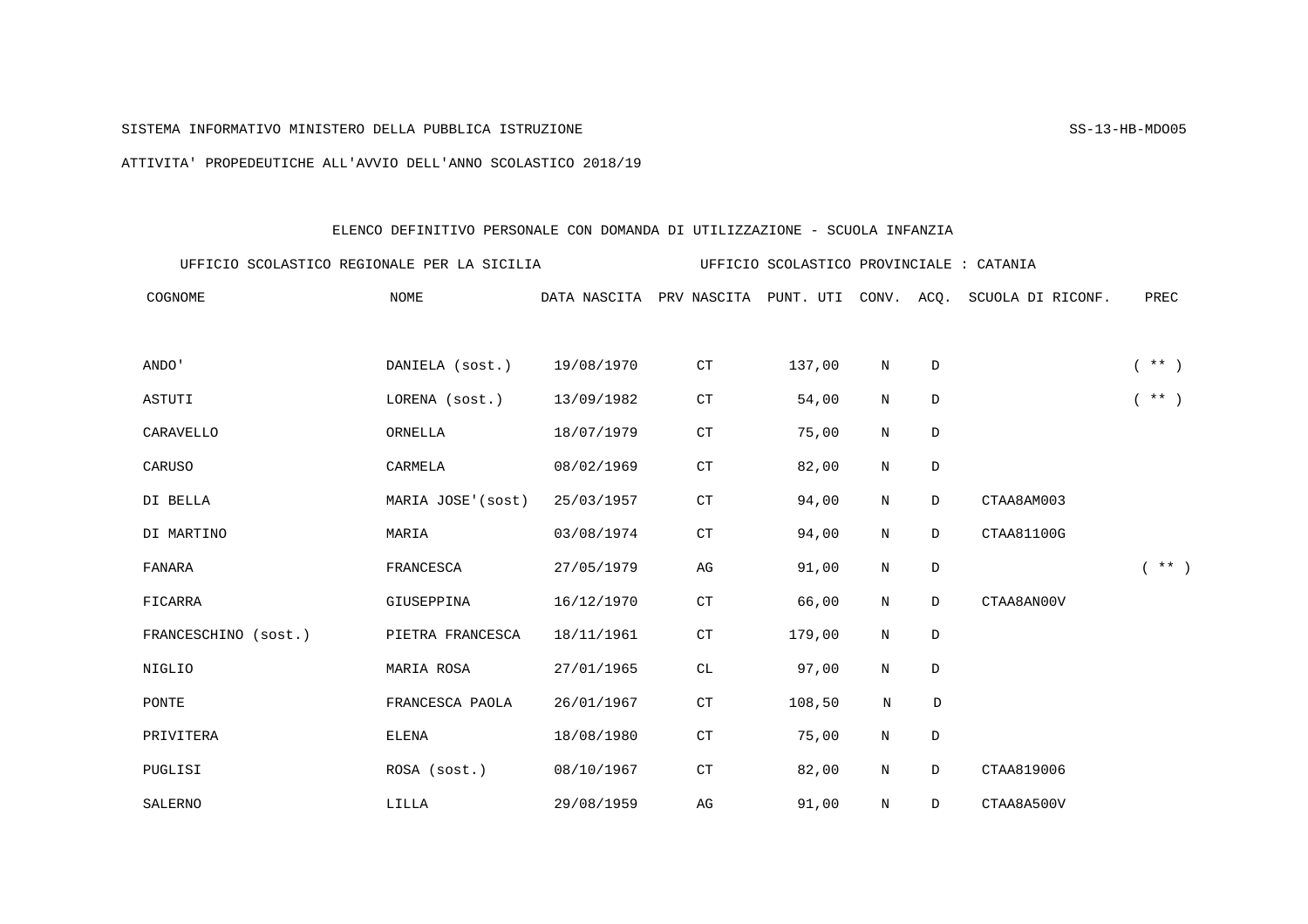SISTEMA INFORMATIVO MINISTERO DELLA PUBBLICA ISTRUZIONE

SS-13-HB-MDO05

ATTIVITA' PROPEDEUTICHE ALL'AVVIO DELL'ANNO SCOLASTICO 2018/19

ELENCO DEFINITIVO PERSONALE CON DOMANDA DI UTILIZZAZIONE - SCUOLA INFANZIA

UFFICIO SCOLASTICO REGIONALE PER LA SICILIA UFFICIO SCOLASTICO PROVINCIALE : CATANIA

| COGNOME | NOME | DATA NASCITA | PRV NASCITA | PUNT. UTI | CONV. | ACQ. | SCUOLA DI RICONF. | PREC |
|---|---|---|---|---|---|---|---|---|
| ANDO' | DANIELA (sost.) | 19/08/1970 | CT | 137,00 | N | D | | ( ** ) |
| ASTUTI | LORENA (sost.) | 13/09/1982 | CT | 54,00 | N | D | | ( ** ) |
| CARAVELLO | ORNELLA | 18/07/1979 | CT | 75,00 | N | D | | |
| CARUSO | CARMELA | 08/02/1969 | CT | 82,00 | N | D | | |
| DI BELLA | MARIA JOSE'(sost) | 25/03/1957 | CT | 94,00 | N | D | CTAA8AM003 | |
| DI MARTINO | MARIA | 03/08/1974 | CT | 94,00 | N | D | CTAA81100G | |
| FANARA | FRANCESCA | 27/05/1979 | AG | 91,00 | N | D | | ( ** ) |
| FICARRA | GIUSEPPINA | 16/12/1970 | CT | 66,00 | N | D | CTAA8AN00V | |
| FRANCESCHINO (sost.) | PIETRA FRANCESCA | 18/11/1961 | CT | 179,00 | N | D | | |
| NIGLIO | MARIA ROSA | 27/01/1965 | CL | 97,00 | N | D | | |
| PONTE | FRANCESCA PAOLA | 26/01/1967 | CT | 108,50 | N | D | | |
| PRIVITERA | ELENA | 18/08/1980 | CT | 75,00 | N | D | | |
| PUGLISI | ROSA (sost.) | 08/10/1967 | CT | 82,00 | N | D | CTAA819006 | |
| SALERNO | LILLA | 29/08/1959 | AG | 91,00 | N | D | CTAA8A500V | |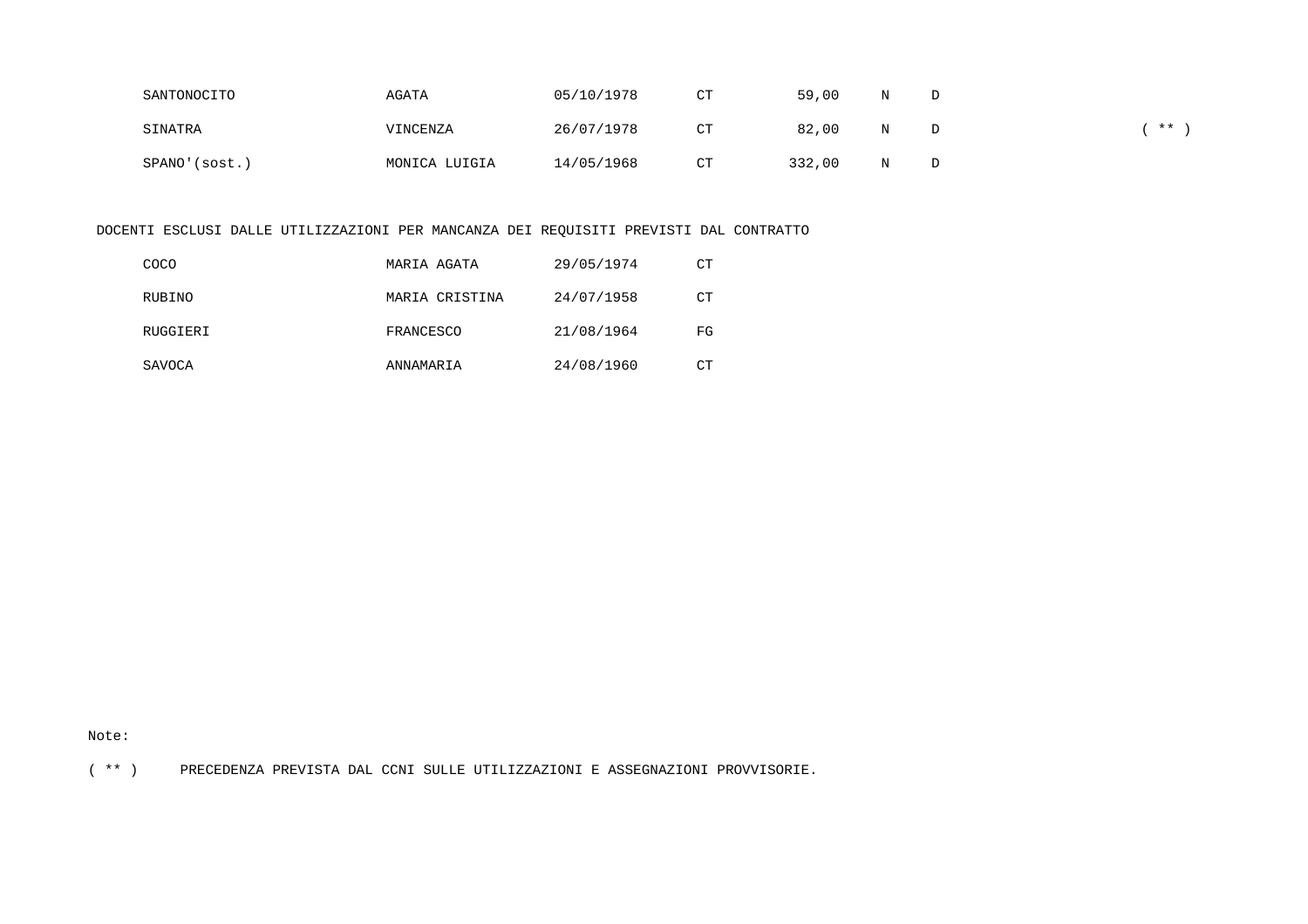| | | | | | | | |
|---|---|---|---|---|---|---|---|
| SANTONOCITO | AGATA | 05/10/1978 | CT | 59,00 | N | D | |
| SINATRA | VINCENZA | 26/07/1978 | CT | 82,00 | N | D | ( ** ) |
| SPANO'(sost.) | MONICA LUIGIA | 14/05/1968 | CT | 332,00 | N | D | |

DOCENTI ESCLUSI DALLE UTILIZZAZIONI PER MANCANZA DEI REQUISITI PREVISTI DAL CONTRATTO

| | | | |
|---|---|---|---|
| COCO | MARIA AGATA | 29/05/1974 | CT |
| RUBINO | MARIA CRISTINA | 24/07/1958 | CT |
| RUGGIERI | FRANCESCO | 21/08/1964 | FG |
| SAVOCA | ANNAMARIA | 24/08/1960 | CT |

Note:

( ** ) PRECEDENZA PREVISTA DAL CCNI SULLE UTILIZZAZIONI E ASSEGNAZIONI PROVVISORIE.